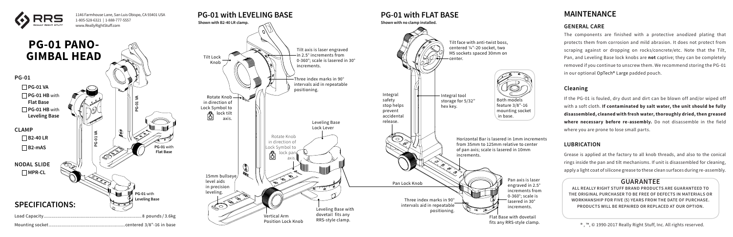RRS REALLY RIGHT STUFF

1146 Farmhouse Lane, San Luis Obispo, CA 93401 USA
1-805-528-6321 | 1-888-777-5557
www.ReallyRightStuff.com

# PG-01 PANO-GIMBAL HEAD

**PG-01**

- ☐ **PG-01 VA**
- ☐ **PG-01 HB** with **Flat Base**
- ☐ **PG-01 HB** with **Leveling Base**

**CLAMP**

- ☐ **B2-40 LR**
- ☐ **B2-mAS**

**NODAL SLIDE**

- ☐ **MPR-CL**

PG-01 VA

PG-01 VA

**PG-01** with **Flat Base**

**PG-01** with **Leveling Base**

## SPECIFICATIONS:

Load Capacity..................................................................................8 pounds / 3.6kg

Mounting socket...............................................................centered 3/8"-16 in base

## PG-01 with LEVELING BASE

**Shown with B2-40 LR clamp.**

Tilt Lock Knob

Tilt axis is laser engraved in 2.5° increments from 0-360°; scale is lasered in 30° increments.

Three index marks in 90° intervals aid in repeatable positioning.

Rotate Knob in direction of Lock Symbol to lock tilt axis.

Leveling Base Lock Lever

Rotate Knob in direction of Lock Symbol to lock pan axis.

15mm bullseye level aids in precision leveling.

Vertical Arm Position Lock Knob

Leveling Base with dovetail fits any RRS-style clamp.

## PG-01 with FLAT BASE

**Shown with no clamp installed.**

Tilt face with anti-twist boss, centered ¼"-20 socket, two M5 sockets spaced 30mm on center.

Integral safety stop helps prevent accidental release.

Integral tool storage for 5/32" hex key.

Both models feature 3/8"-16 mounting socket in base.

Horizontal Bar is lasered in 1mm increments from 35mm to 125mm relative to center of pan axis; scale is lasered in 10mm increments.

Pan Lock Knob

Pan axis is laser engraved in 2.5° increments from 0-360°; scale is lasered in 30° increments.

Three index marks in 90° intervals aid in repeatable positioning.

Flat Base with dovetail fits any RRS-style clamp.

## MAINTENANCE

### GENERAL CARE

The components are finished with a protective anodized plating that protects them from corrosion and mild abrasion. It does not protect from scraping against or dropping on rocks/concrete/etc. Note that the Tilt, Pan, and Leveling Base lock knobs are **not** captive; they can be completely removed if you continue to unscrew them. We recommend storing the PG-01 in our optional OpTech® Large padded pouch.

### Cleaning

If the PG-01 is fouled, dry dust and dirt can be blown off and/or wiped off with a soft cloth. **If contaminated by salt water, the unit should be fully disassembled, cleaned with fresh water, thoroughly dried, then greased where necessary before re-assembly.** Do not disassemble in the field where you are prone to lose small parts.

### LUBRICATION

Grease is applied at the factory to all knob threads, and also to the conical rings inside the pan and tilt mechanisms. If unit is disassembled for cleaning, apply a light coat of silicone grease to these clean surfaces during re-assembly.

### GUARANTEE

ALL REALLY RIGHT STUFF BRAND PRODUCTS ARE GUARANTEED TO THE ORIGINAL PURCHASER TO BE FREE OF DEFECTS IN MATERIALS OR WORKMANSHIP FOR FIVE (5) YEARS FROM THE DATE OF PURCHASE. PRODUCTS WILL BE REPAIRED OR REPLACED AT OUR OPTION.

®, ™, © 1990-2017 Really Right Stuff, Inc. All rights reserved.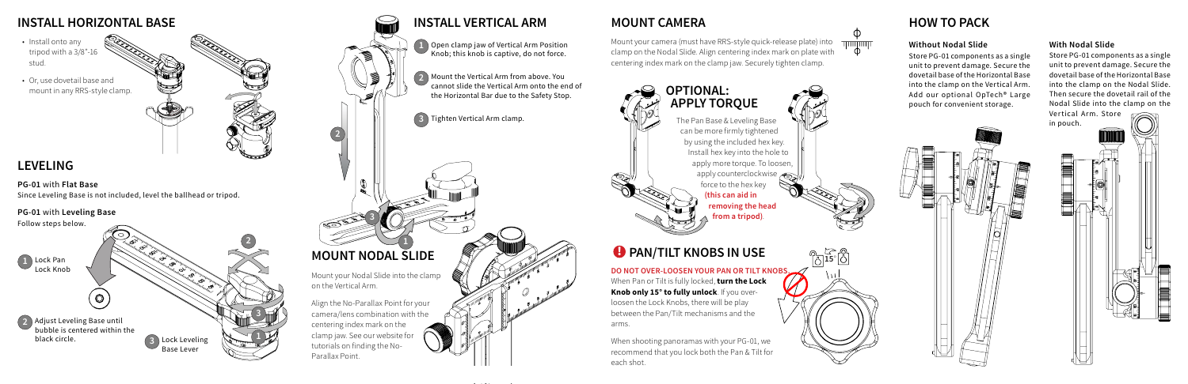## INSTALL HORIZONTAL BASE

- Install onto any tripod with a 3/8"-16 stud.
- Or, use dovetail base and mount in any RRS-style clamp.

## LEVELING

**PG-01** with **Flat Base**
Since Leveling Base is not included, level the ballhead or tripod.

**PG-01** with **Leveling Base**
Follow steps below.

1. Lock Pan Lock Knob
2. Adjust Leveling Base until bubble is centered within the black circle.
3. Lock Leveling Base Lever

## INSTALL VERTICAL ARM

1. Open clamp jaw of Vertical Arm Position Knob; this knob is captive, do not force.
2. Mount the Vertical Arm from above. You cannot slide the Vertical Arm onto the end of the Horizontal Bar due to the Safety Stop.
3. Tighten Vertical Arm clamp.

## MOUNT NODAL SLIDE

Mount your Nodal Slide into the clamp on the Vertical Arm.

Align the No-Parallax Point for your camera/lens combination with the centering index mark on the clamp jaw. See our website for tutorials on finding the No-Parallax Point.

## MOUNT CAMERA

Mount your camera (must have RRS-style quick-release plate) into clamp on the Nodal Slide. Align centering index mark on plate with centering index mark on the clamp jaw. Securely tighten clamp.

### OPTIONAL: APPLY TORQUE

The Pan Base & Leveling Base can be more firmly tightened by using the included hex key. Install hex key into the hole to apply more torque. To loosen, apply counterclockwise force to the hex key (**this can aid in removing the head from a tripod**).

## PAN/TILT KNOBS IN USE

**DO NOT OVER-LOOSEN YOUR PAN OR TILT KNOBS.**
When Pan or Tilt is fully locked, **turn the Lock Knob only 15° to fully unlock**. If you over-loosen the Lock Knobs, there will be play between the Pan/Tilt mechanisms and the arms.

When shooting panoramas with your PG-01, we recommend that you lock both the Pan & Tilt for each shot.

15°

## HOW TO PACK

### Without Nodal Slide

Store PG-01 components as a single unit to prevent damage. Secure the dovetail base of the Horizontal Base into the clamp on the Vertical Arm. Add our optional OpTech® Large pouch for convenient storage.

### With Nodal Slide

Store PG-01 components as a single unit to prevent damage. Secure the dovetail base of the Horizontal Base into the clamp on the Nodal Slide. Then secure the dovetail rail of the Nodal Slide into the clamp on the Vertical Arm. Store in pouch.